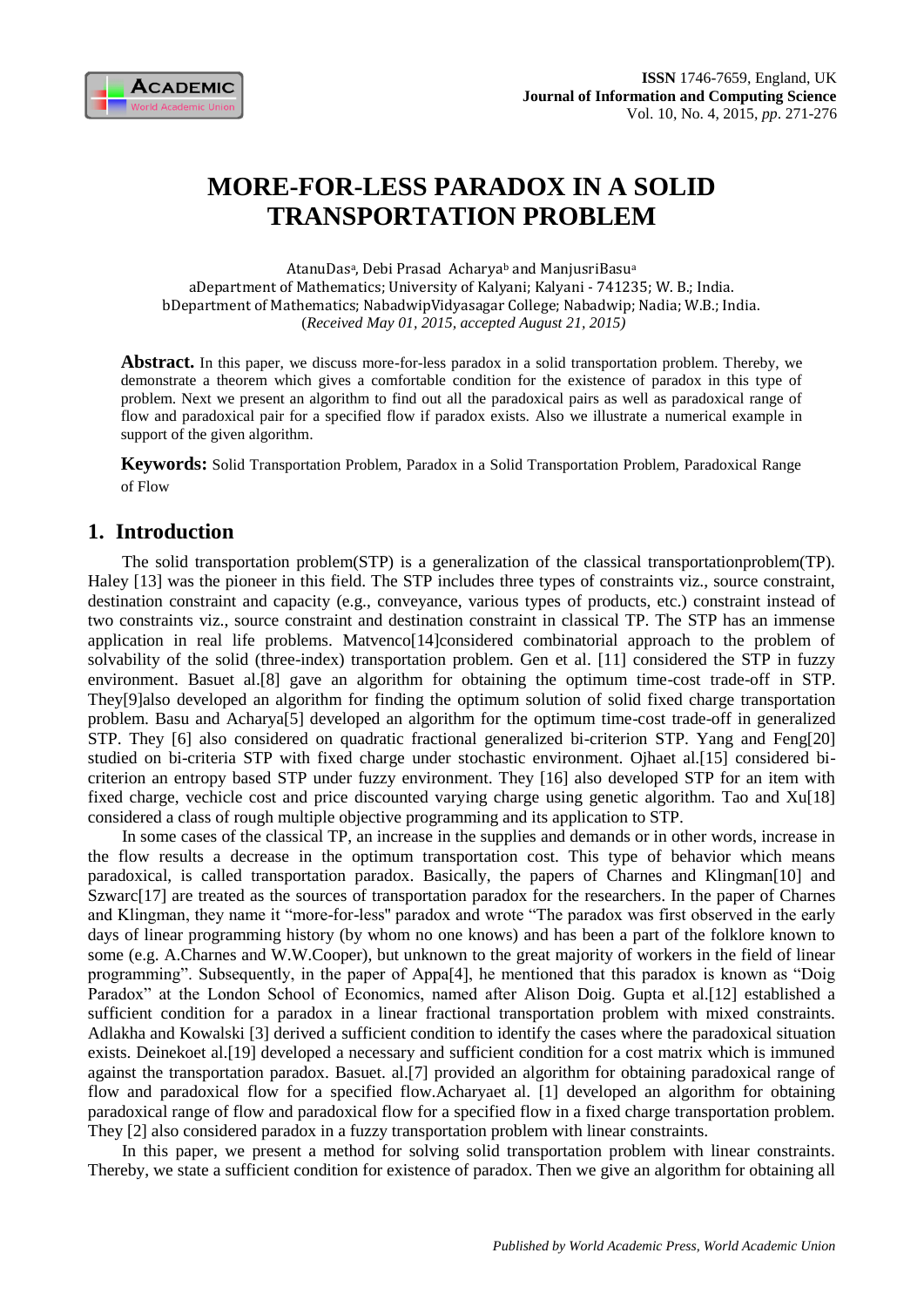# MORE-FOR-LESS PARADOX IN A SOLID TRANSPORTATION PROBLEM

AtanuDas[a], Debi Prasad Acharya[b] and ManjusriBasu[a]

aDepartment of Mathematics; University of Kalyani; Kalyani - 741235; W. B.; India.

bDepartment of Mathematics; NabadwipVidyasagar College; Nabadwip; Nadia; W.B.; India.

(*Received May 01, 2015, accepted August 21, 2015)*

**Abstract.** In this paper, we discuss more-for-less paradox in a solid transportation problem. Thereby, we demonstrate a theorem which gives a comfortable condition for the existence of paradox in this type of problem. Next we present an algorithm to find out all the paradoxical pairs as well as paradoxical range of flow and paradoxical pair for a specified flow if paradox exists. Also we illustrate a numerical example in support of the given algorithm.

**Keywords:** Solid Transportation Problem, Paradox in a Solid Transportation Problem, Paradoxical Range of Flow

## 1. Introduction

The solid transportation problem(STP) is a generalization of the classical transportationproblem(TP). Haley [13] was the pioneer in this field. The STP includes three types of constraints viz., source constraint, destination constraint and capacity (e.g., conveyance, various types of products, etc.) constraint instead of two constraints viz., source constraint and destination constraint in classical TP. The STP has an immense application in real life problems. Matvenco[14]considered combinatorial approach to the problem of solvability of the solid (three-index) transportation problem. Gen et al. [11] considered the STP in fuzzy environment. Basuet al.[8] gave an algorithm for obtaining the optimum time-cost trade-off in STP. They[9]also developed an algorithm for finding the optimum solution of solid fixed charge transportation problem. Basu and Acharya[5] developed an algorithm for the optimum time-cost trade-off in generalized STP. They [6] also considered on quadratic fractional generalized bi-criterion STP. Yang and Feng[20] studied on bi-criteria STP with fixed charge under stochastic environment. Ojhaet al.[15] considered bi-criterion an entropy based STP under fuzzy environment. They [16] also developed STP for an item with fixed charge, vechicle cost and price discounted varying charge using genetic algorithm. Tao and Xu[18] considered a class of rough multiple objective programming and its application to STP.

In some cases of the classical TP, an increase in the supplies and demands or in other words, increase in the flow results a decrease in the optimum transportation cost. This type of behavior which means paradoxical, is called transportation paradox. Basically, the papers of Charnes and Klingman[10] and Szwarc[17] are treated as the sources of transportation paradox for the researchers. In the paper of Charnes and Klingman, they name it "more-for-less" paradox and wrote "The paradox was first observed in the early days of linear programming history (by whom no one knows) and has been a part of the folklore known to some (e.g. A.Charnes and W.W.Cooper), but unknown to the great majority of workers in the field of linear programming". Subsequently, in the paper of Appa[4], he mentioned that this paradox is known as "Doig Paradox" at the London School of Economics, named after Alison Doig. Gupta et al.[12] established a sufficient condition for a paradox in a linear fractional transportation problem with mixed constraints. Adlakha and Kowalski [3] derived a sufficient condition to identify the cases where the paradoxical situation exists. Deinekoet al.[19] developed a necessary and sufficient condition for a cost matrix which is immuned against the transportation paradox. Basuet. al.[7] provided an algorithm for obtaining paradoxical range of flow and paradoxical flow for a specified flow.Acharyaet al. [1] developed an algorithm for obtaining paradoxical range of flow and paradoxical flow for a specified flow in a fixed charge transportation problem. They [2] also considered paradox in a fuzzy transportation problem with linear constraints.

In this paper, we present a method for solving solid transportation problem with linear constraints. Thereby, we state a sufficient condition for existence of paradox. Then we give an algorithm for obtaining all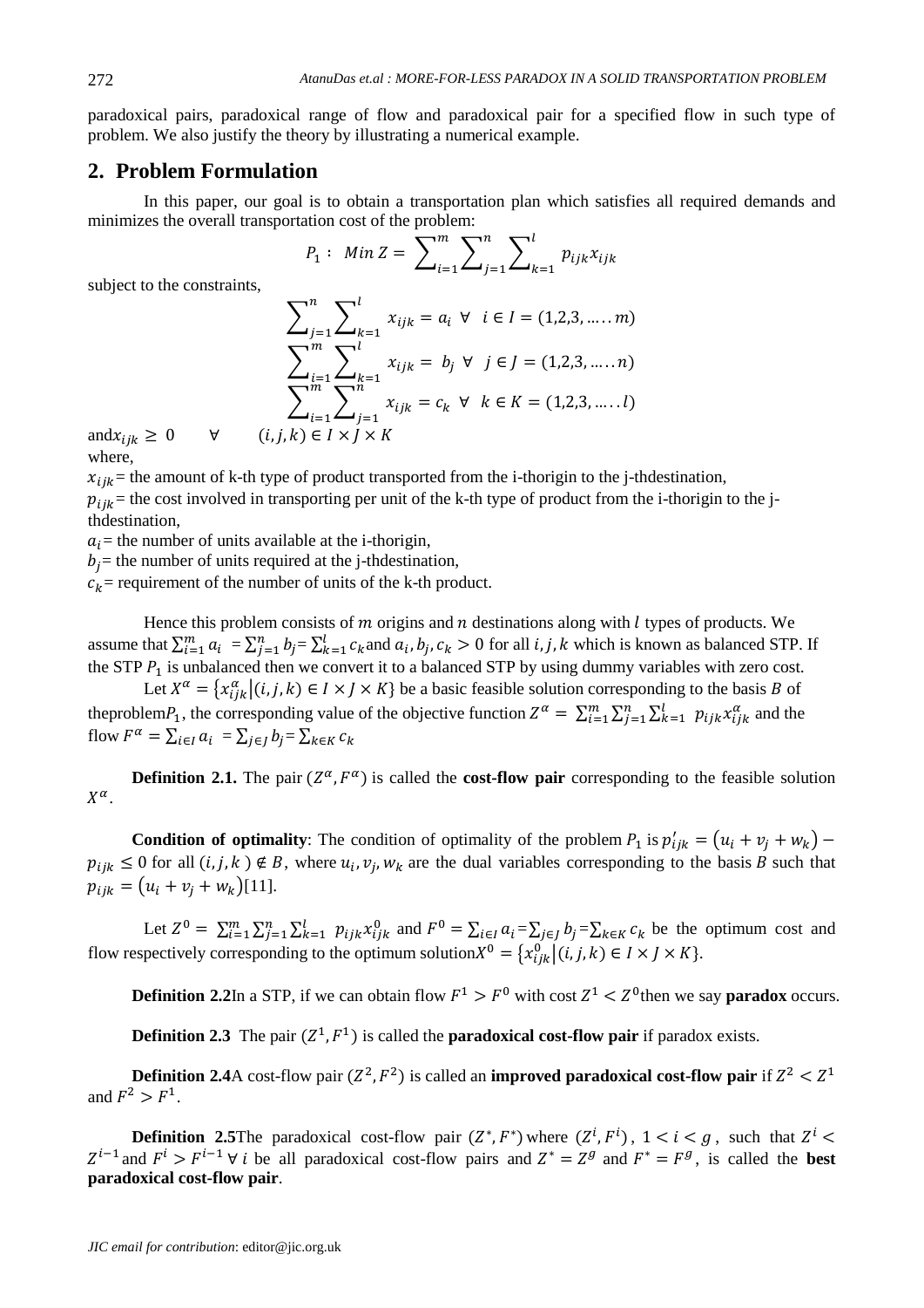paradoxical pairs, paradoxical range of flow and paradoxical pair for a specified flow in such type of problem. We also justify the theory by illustrating a numerical example.

## 2. Problem Formulation

In this paper, our goal is to obtain a transportation plan which satisfies all required demands and minimizes the overall transportation cost of the problem:

$$P_1: \ Min\ Z = \sum_{i=1}^{m}\sum_{j=1}^{n}\sum_{k=1}^{l} p_{ijk}x_{ijk}$$

subject to the constraints,

$$\sum_{j=1}^{n}\sum_{k=1}^{l} x_{ijk} = a_i \ \forall \ \ i \in I = (1,2,3,\ldots..m)$$

$$\sum_{i=1}^{m}\sum_{k=1}^{l} x_{ijk} = b_j \ \forall \ \ j \in J = (1,2,3,\ldots..n)$$

$$\sum_{i=1}^{m}\sum_{j=1}^{n} x_{ijk} = c_k \ \forall \ \ k \in K = (1,2,3,\ldots..l)$$

and $x_{ijk} \geq 0 \quad \forall \quad (i,j,k) \in I \times J \times K$

where,

$x_{ijk}$ = the amount of k-th type of product transported from the i-th origin to the j-th destination,

$p_{ijk}$ = the cost involved in transporting per unit of the k-th type of product from the i-th origin to the j-th destination,

$a_i$ = the number of units available at the i-th origin,

$b_j$ = the number of units required at the j-th destination,

$c_k$ = requirement of the number of units of the k-th product.

Hence this problem consists of $m$ origins and $n$ destinations along with $l$ types of products. We assume that $\sum_{i=1}^{m} a_i = \sum_{j=1}^{n} b_j = \sum_{k=1}^{l} c_k$ and $a_i, b_j, c_k > 0$ for all $i, j, k$ which is known as balanced STP. If the STP $P_1$ is unbalanced then we convert it to a balanced STP by using dummy variables with zero cost.

Let $X^{\alpha} = \{x_{ijk}^{\alpha} | (i,j,k) \in I \times J \times K\}$ be a basic feasible solution corresponding to the basis $B$ of the problem $P_1$, the corresponding value of the objective function $Z^{\alpha} = \sum_{i=1}^{m}\sum_{j=1}^{n}\sum_{k=1}^{l} p_{ijk}x_{ijk}^{\alpha}$ and the flow $F^{\alpha} = \sum_{i \in I} a_i = \sum_{j \in J} b_j = \sum_{k \in K} c_k$

**Definition 2.1.** The pair $(Z^{\alpha}, F^{\alpha})$ is called the **cost-flow pair** corresponding to the feasible solution $X^{\alpha}$.

**Condition of optimality**: The condition of optimality of the problem $P_1$ is $p'_{ijk} = (u_i + v_j + w_k) - p_{ijk} \leq 0$ for all $(i,j,k) \notin B$, where $u_i, v_j, w_k$ are the dual variables corresponding to the basis $B$ such that $p_{ijk} = (u_i + v_j + w_k)$[11].

Let $Z^0 = \sum_{i=1}^{m}\sum_{j=1}^{n}\sum_{k=1}^{l} p_{ijk}x_{ijk}^0$ and $F^0 = \sum_{i \in I} a_i = \sum_{j \in J} b_j = \sum_{k \in K} c_k$ be the optimum cost and flow respectively corresponding to the optimum solution $X^0 = \{x_{ijk}^0 | (i,j,k) \in I \times J \times K\}$.

**Definition 2.2** In a STP, if we can obtain flow $F^1 > F^0$ with cost $Z^1 < Z^0$ then we say **paradox** occurs.

**Definition 2.3** The pair $(Z^1, F^1)$ is called the **paradoxical cost-flow pair** if paradox exists.

**Definition 2.4** A cost-flow pair $(Z^2, F^2)$ is called an **improved paradoxical cost-flow pair** if $Z^2 < Z^1$ and $F^2 > F^1$.

**Definition 2.5** The paradoxical cost-flow pair $(Z^*, F^*)$ where $(Z^i, F^i)$, $1 < i < g$, such that $Z^i < Z^{i-1}$ and $F^i > F^{i-1}$ $\forall$ $i$ be all paradoxical cost-flow pairs and $Z^* = Z^g$ and $F^* = F^g$, is called the **best paradoxical cost-flow pair**.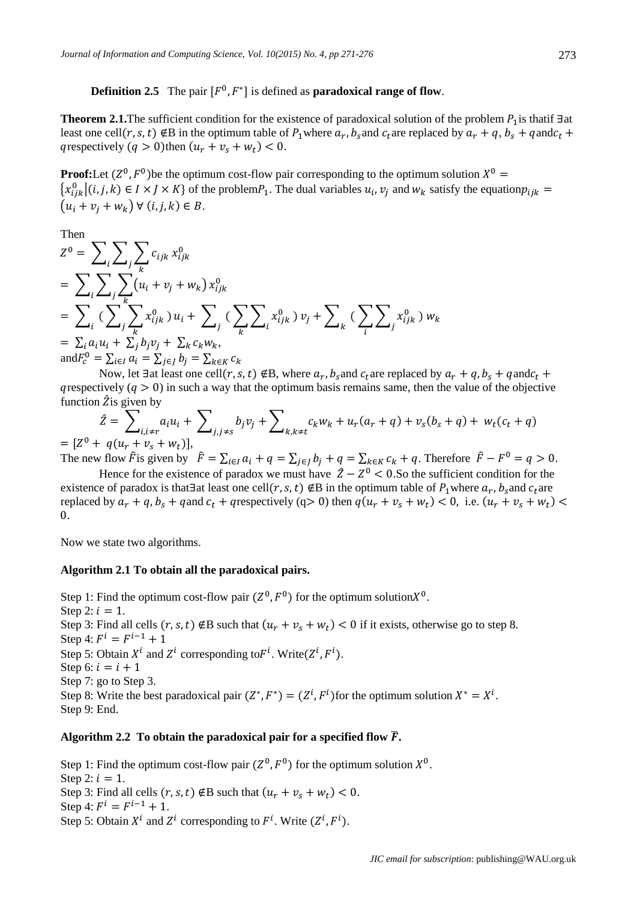**Definition 2.5** The pair $[F^0, F^*]$ is defined as **paradoxical range of flow**.

**Theorem 2.1.** The sufficient condition for the existence of paradoxical solution of the problem $P_1$ is that if $\exists$ at least one cell $(r, s, t) \notin$ B in the optimum table of $P_1$ where $a_r, b_s$ and $c_t$ are replaced by $a_r + q$, $b_s + q$ and $c_t + q$ respectively $(q > 0)$ then $(u_r + v_s + w_t) < 0$.

**Proof:** Let $(Z^0, F^0)$ be the optimum cost-flow pair corresponding to the optimum solution $X^0 = \{x_{ijk}^0 | (i,j,k) \in I \times J \times K\}$ of the problem $P_1$. The dual variables $u_i, v_j$ and $w_k$ satisfy the equation $p_{ijk} = (u_i + v_j + w_k) \; \forall \; (i,j,k) \in B$.

Then

$$Z^0 = \sum_i \sum_j \sum_k c_{ijk} \, x_{ijk}^0$$

$$= \sum_i \sum_j \sum_k (u_i + v_j + w_k) \, x_{ijk}^0$$

$$= \sum_i \Big( \sum_j \sum_k x_{ijk}^0 \Big) u_i + \sum_j \Big( \sum_k \sum_i x_{ijk}^0 \Big) v_j + \sum_k \Big( \sum_i \sum_j x_{ijk}^0 \Big) w_k$$

$$= \sum_i a_i u_i + \sum_j b_j v_j + \sum_k c_k w_k,$$

and $F_c^0 = \sum_{i \in I} a_i = \sum_{j \in J} b_j = \sum_{k \in K} c_k$

Now, let $\exists$ at least one cell $(r, s, t) \notin$ B, where $a_r, b_s$ and $c_t$ are replaced by $a_r + q$, $b_s + q$ and $c_t + q$ respectively $(q > 0)$ in such a way that the optimum basis remains same, then the value of the objective function $\hat{Z}$ is given by

$$\hat{Z} = \sum_{i, i \neq r} a_i u_i + \sum_{j, j \neq s} b_j v_j + \sum_{k, k \neq t} c_k w_k + u_r(a_r + q) + v_s(b_s + q) + w_t(c_t + q)$$

$$= [Z^0 + q(u_r + v_s + w_t)],$$

The new flow $\hat{F}$ is given by $\hat{F} = \sum_{i \in I} a_i + q = \sum_{j \in J} b_j + q = \sum_{k \in K} c_k + q$. Therefore $\hat{F} - F^0 = q > 0$.

Hence for the existence of paradox we must have $\hat{Z} - Z^0 < 0$. So the sufficient condition for the existence of paradox is that $\exists$ at least one cell $(r, s, t) \notin$ B in the optimum table of $P_1$ where $a_r, b_s$ and $c_t$ are replaced by $a_r + q$, $b_s + q$ and $c_t + q$ respectively $(q > 0)$ then $q(u_r + v_s + w_t) < 0$, i.e. $(u_r + v_s + w_t) < 0$.

Now we state two algorithms.

**Algorithm 2.1 To obtain all the paradoxical pairs.**

Step 1: Find the optimum cost-flow pair $(Z^0, F^0)$ for the optimum solution $X^0$.
Step 2: $i = 1$.
Step 3: Find all cells $(r, s, t) \notin$ B such that $(u_r + v_s + w_t) < 0$ if it exists, otherwise go to step 8.
Step 4: $F^i = F^{i-1} + 1$
Step 5: Obtain $X^i$ and $Z^i$ corresponding to $F^i$. Write $(Z^i, F^i)$.
Step 6: $i = i + 1$
Step 7: go to Step 3.
Step 8: Write the best paradoxical pair $(Z^*, F^*) = (Z^i, F^i)$ for the optimum solution $X^* = X^i$.
Step 9: End.

**Algorithm 2.2 To obtain the paradoxical pair for a specified flow $\bar{F}$.**

Step 1: Find the optimum cost-flow pair $(Z^0, F^0)$ for the optimum solution $X^0$.
Step 2: $i = 1$.
Step 3: Find all cells $(r, s, t) \notin$ B such that $(u_r + v_s + w_t) < 0$.
Step 4: $F^i = F^{i-1} + 1$.
Step 5: Obtain $X^i$ and $Z^i$ corresponding to $F^i$. Write $(Z^i, F^i)$.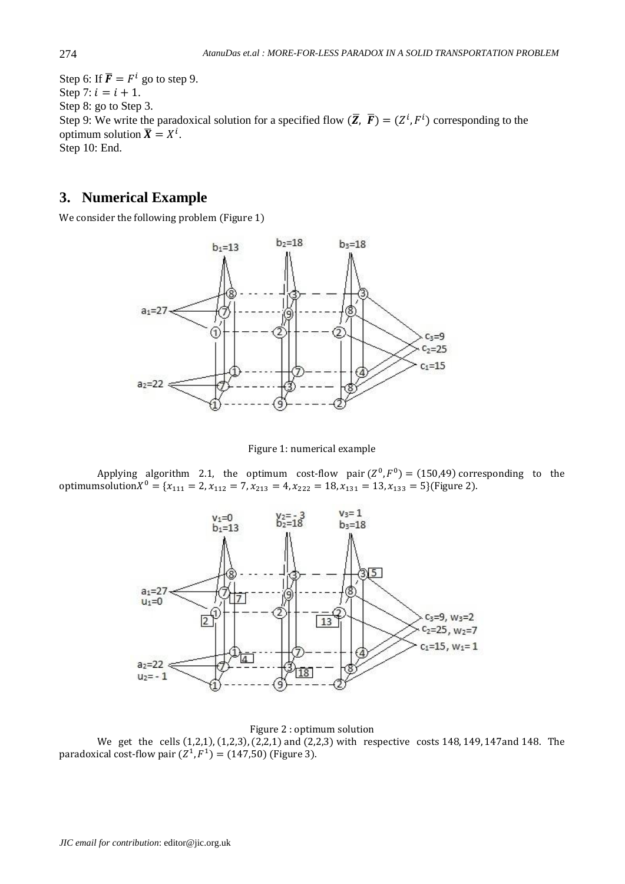Step 6: If $\overline{\boldsymbol{F}} = F^i$ go to step 9.
Step 7: $i = i + 1$.
Step 8: go to Step 3.
Step 9: We write the paradoxical solution for a specified flow $(\overline{\boldsymbol{Z}}, \overline{\boldsymbol{F}}) = (Z^i, F^i)$ corresponding to the optimum solution $\overline{\boldsymbol{X}} = X^i$.
Step 10: End.

## 3. Numerical Example

We consider the following problem (Figure 1)

Figure 1: numerical example

Applying algorithm 2.1, the optimum cost-flow pair $(Z^0, F^0) = (150, 49)$ corresponding to the optimumsolution$X^0 = \{x_{111} = 2, x_{112} = 7, x_{213} = 4, x_{222} = 18, x_{131} = 13, x_{133} = 5\}$(Figure 2).

Figure 2 : optimum solution

We get the cells (1,2,1), (1,2,3), (2,2,1) and (2,2,3) with respective costs 148, 149, 147and 148. The paradoxical cost-flow pair $(Z^1, F^1) = (147, 50)$ (Figure 3).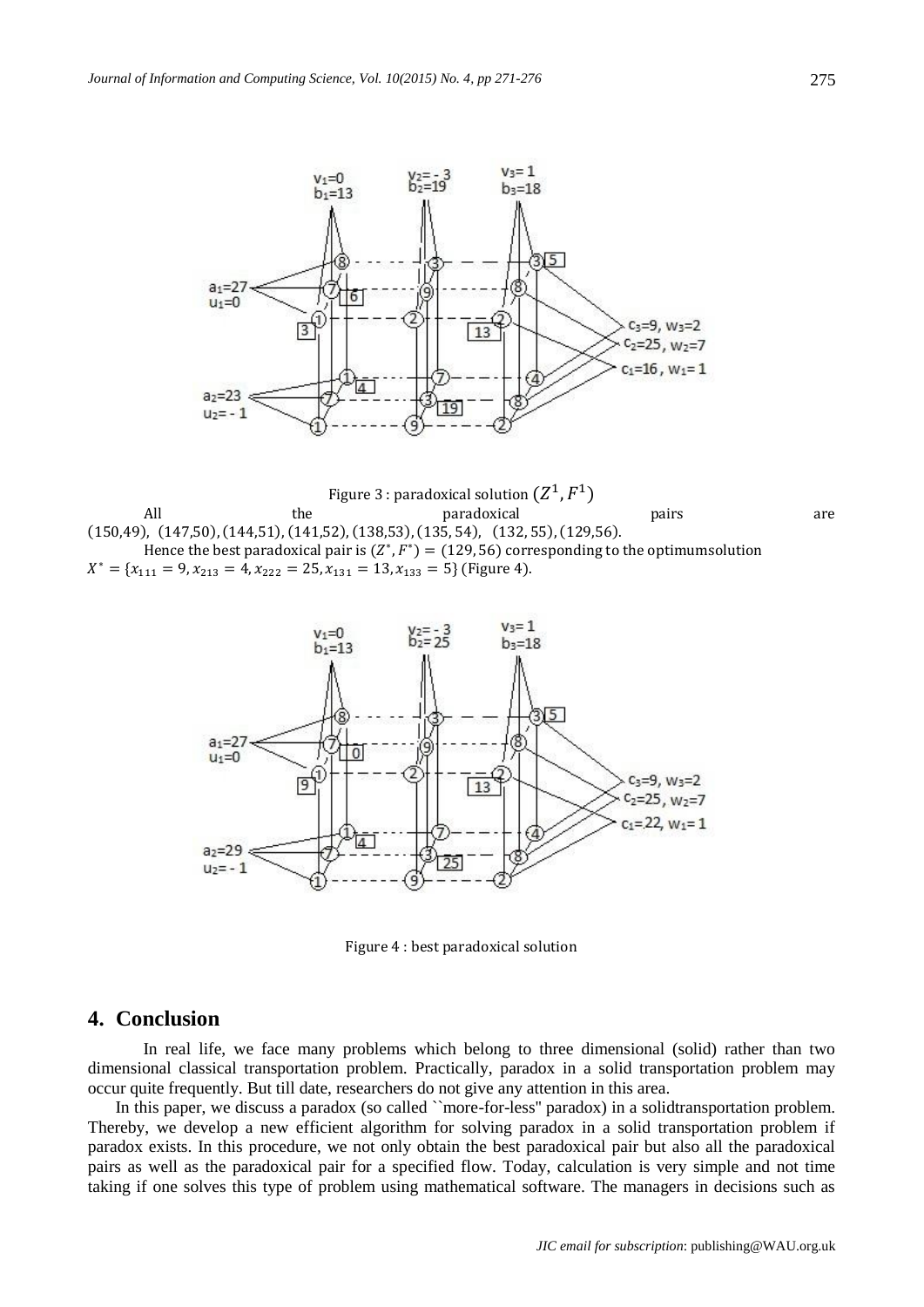Figure 3 : paradoxical solution $(Z^1, F^1)$

All the paradoxical pairs are $(150,49)$, $(147,50)$, $(144,51)$, $(141,52)$, $(138,53)$, $(135,54)$, $(132,55)$, $(129,56)$.

Hence the best paradoxical pair is $(Z^*, F^*) = (129, 56)$ corresponding to the optimumsolution $X^* = \{x_{111} = 9, x_{213} = 4, x_{222} = 25, x_{131} = 13, x_{133} = 5\}$ (Figure 4).

Figure 4 : best paradoxical solution

## 4. Conclusion

In real life, we face many problems which belong to three dimensional (solid) rather than two dimensional classical transportation problem. Practically, paradox in a solid transportation problem may occur quite frequently. But till date, researchers do not give any attention in this area.

In this paper, we discuss a paradox (so called ``more-for-less'' paradox) in a solidtransportation problem. Thereby, we develop a new efficient algorithm for solving paradox in a solid transportation problem if paradox exists. In this procedure, we not only obtain the best paradoxical pair but also all the paradoxical pairs as well as the paradoxical pair for a specified flow. Today, calculation is very simple and not time taking if one solves this type of problem using mathematical software. The managers in decisions such as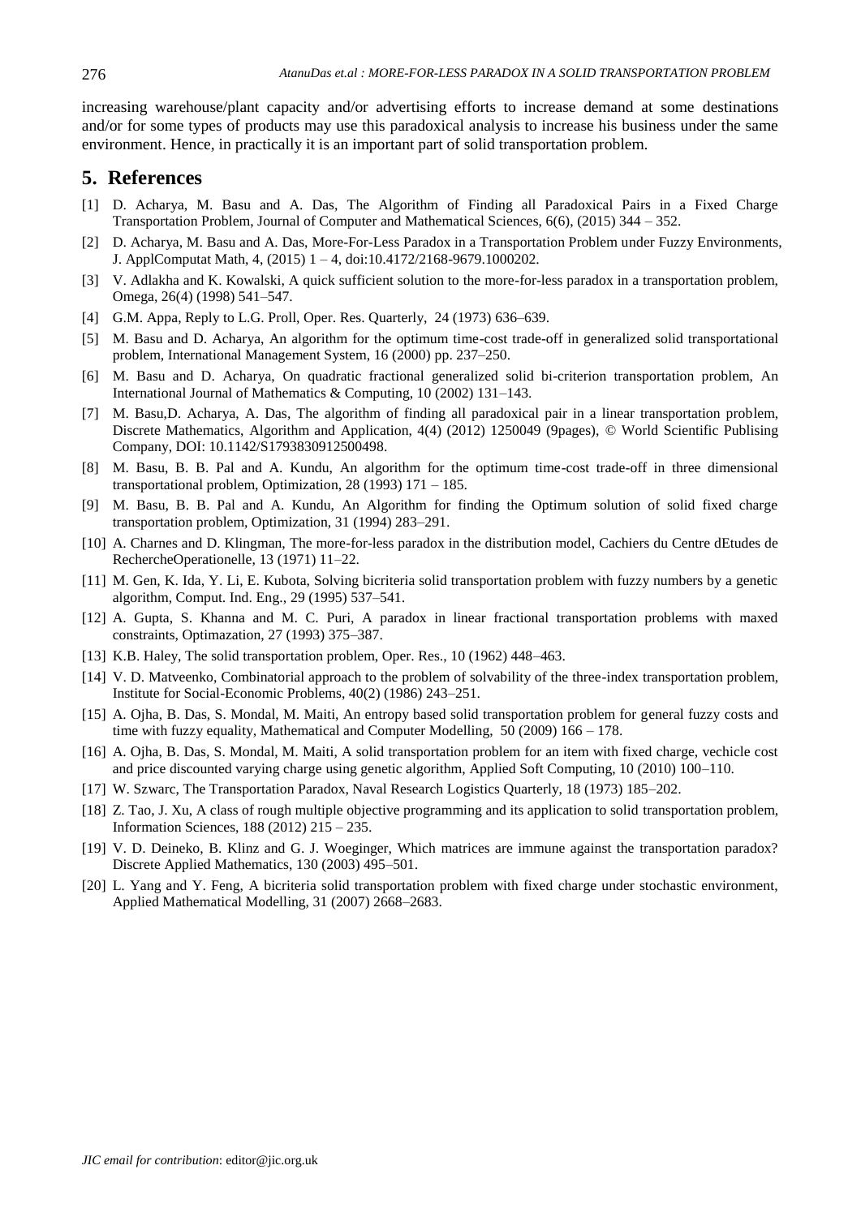increasing warehouse/plant capacity and/or advertising efforts to increase demand at some destinations and/or for some types of products may use this paradoxical analysis to increase his business under the same environment. Hence, in practically it is an important part of solid transportation problem.

## 5. References

[1] D. Acharya, M. Basu and A. Das, The Algorithm of Finding all Paradoxical Pairs in a Fixed Charge Transportation Problem, Journal of Computer and Mathematical Sciences, 6(6), (2015) 344 – 352.

[2] D. Acharya, M. Basu and A. Das, More-For-Less Paradox in a Transportation Problem under Fuzzy Environments, J. ApplComputat Math, 4, (2015) 1 – 4, doi:10.4172/2168-9679.1000202.

[3] V. Adlakha and K. Kowalski, A quick sufficient solution to the more-for-less paradox in a transportation problem, Omega, 26(4) (1998) 541–547.

[4] G.M. Appa, Reply to L.G. Proll, Oper. Res. Quarterly, 24 (1973) 636–639.

[5] M. Basu and D. Acharya, An algorithm for the optimum time-cost trade-off in generalized solid transportational problem, International Management System, 16 (2000) pp. 237–250.

[6] M. Basu and D. Acharya, On quadratic fractional generalized solid bi-criterion transportation problem, An International Journal of Mathematics & Computing, 10 (2002) 131–143.

[7] M. Basu,D. Acharya, A. Das, The algorithm of finding all paradoxical pair in a linear transportation problem, Discrete Mathematics, Algorithm and Application, 4(4) (2012) 1250049 (9pages), © World Scientific Publising Company, DOI: 10.1142/S1793830912500498.

[8] M. Basu, B. B. Pal and A. Kundu, An algorithm for the optimum time-cost trade-off in three dimensional transportational problem, Optimization, 28 (1993) 171 – 185.

[9] M. Basu, B. B. Pal and A. Kundu, An Algorithm for finding the Optimum solution of solid fixed charge transportation problem, Optimization, 31 (1994) 283–291.

[10] A. Charnes and D. Klingman, The more-for-less paradox in the distribution model, Cachiers du Centre dEtudes de RechercheOperationelle, 13 (1971) 11–22.

[11] M. Gen, K. Ida, Y. Li, E. Kubota, Solving bicriteria solid transportation problem with fuzzy numbers by a genetic algorithm, Comput. Ind. Eng., 29 (1995) 537–541.

[12] A. Gupta, S. Khanna and M. C. Puri, A paradox in linear fractional transportation problems with maxed constraints, Optimazation, 27 (1993) 375–387.

[13] K.B. Haley, The solid transportation problem, Oper. Res., 10 (1962) 448–463.

[14] V. D. Matveenko, Combinatorial approach to the problem of solvability of the three-index transportation problem, Institute for Social-Economic Problems, 40(2) (1986) 243–251.

[15] A. Ojha, B. Das, S. Mondal, M. Maiti, An entropy based solid transportation problem for general fuzzy costs and time with fuzzy equality, Mathematical and Computer Modelling, 50 (2009) 166 – 178.

[16] A. Ojha, B. Das, S. Mondal, M. Maiti, A solid transportation problem for an item with fixed charge, vechicle cost and price discounted varying charge using genetic algorithm, Applied Soft Computing, 10 (2010) 100–110.

[17] W. Szwarc, The Transportation Paradox, Naval Research Logistics Quarterly, 18 (1973) 185–202.

[18] Z. Tao, J. Xu, A class of rough multiple objective programming and its application to solid transportation problem, Information Sciences, 188 (2012) 215 – 235.

[19] V. D. Deineko, B. Klinz and G. J. Woeginger, Which matrices are immune against the transportation paradox? Discrete Applied Mathematics, 130 (2003) 495–501.

[20] L. Yang and Y. Feng, A bicriteria solid transportation problem with fixed charge under stochastic environment, Applied Mathematical Modelling, 31 (2007) 2668–2683.